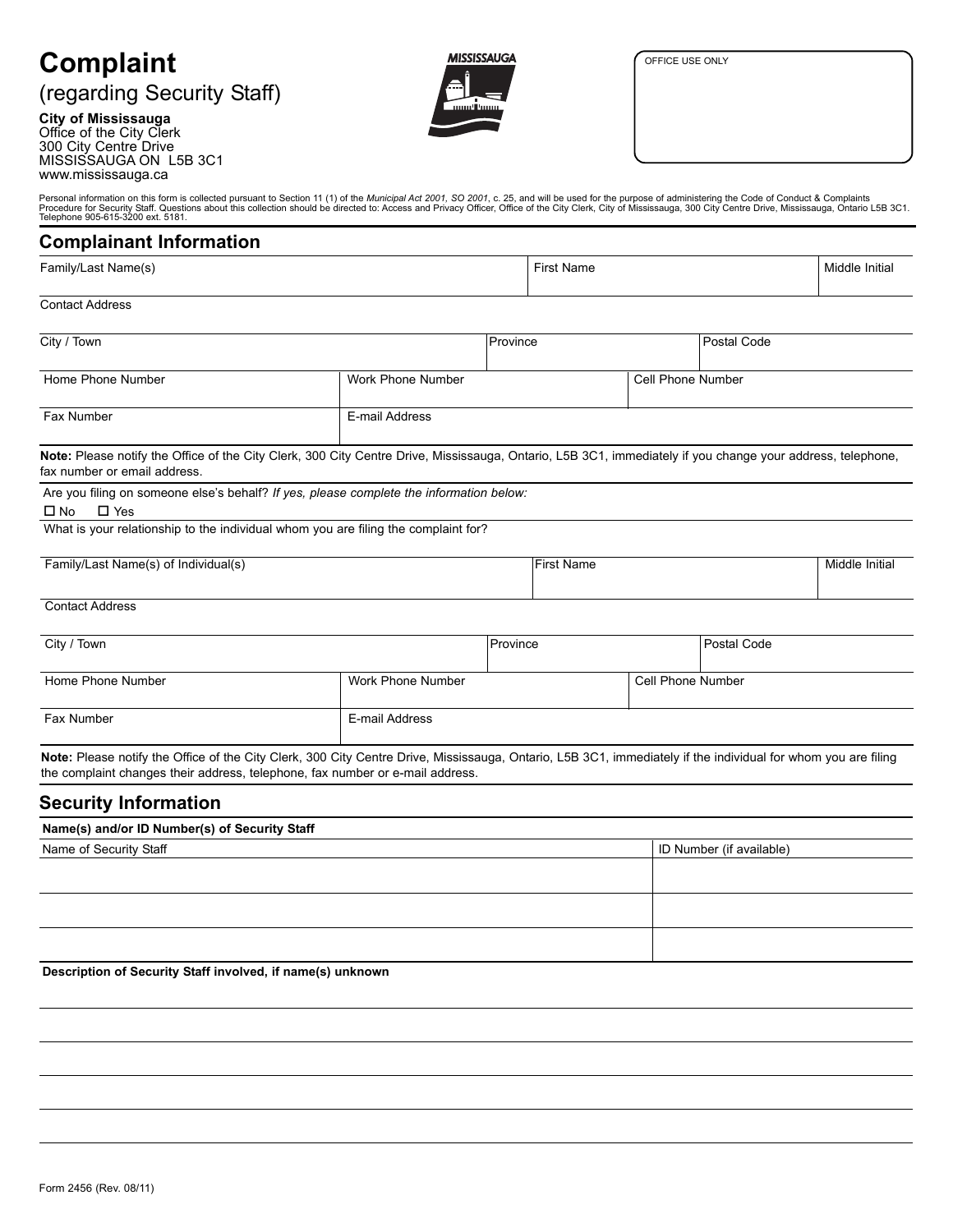# Complaint

(regarding Security Staff)

**City of Mississauga**
Office of the City Clerk
300 City Centre Drive
MISSISSAUGA ON L5B 3C1
www.mississauga.ca

OFFICE USE ONLY

Personal information on this form is collected pursuant to Section 11 (1) of the *Municipal Act 2001, SO 2001*, c. 25, and will be used for the purpose of administering the Code of Conduct & Complaints Procedure for Security Staff. Questions about this collection should be directed to: Access and Privacy Officer, Office of the City Clerk, City of Mississauga, 300 City Centre Drive, Mississauga, Ontario L5B 3C1. Telephone 905-615-3200 ext. 5181.

## Complainant Information

| Family/Last Name(s) | First Name | Middle Initial |
|---|---|---|
| | | |

Contact Address

| City / Town | Province | Postal Code |
|---|---|---|
| | | |

| Home Phone Number | Work Phone Number | Cell Phone Number |
|---|---|---|
| | | |

| Fax Number | E-mail Address |
|---|---|
| | |

**Note:** Please notify the Office of the City Clerk, 300 City Centre Drive, Mississauga, Ontario, L5B 3C1, immediately if you change your address, telephone, fax number or email address.

Are you filing on someone else's behalf? *If yes, please complete the information below:*

☐ No ☐ Yes

What is your relationship to the individual whom you are filing the complaint for?

| Family/Last Name(s) of Individual(s) | First Name | Middle Initial |
|---|---|---|
| | | |

Contact Address

| City / Town | Province | Postal Code |
|---|---|---|
| | | |

| Home Phone Number | Work Phone Number | Cell Phone Number |
|---|---|---|
| | | |

| Fax Number | E-mail Address |
|---|---|
| | |

**Note:** Please notify the Office of the City Clerk, 300 City Centre Drive, Mississauga, Ontario, L5B 3C1, immediately if the individual for whom you are filing the complaint changes their address, telephone, fax number or e-mail address.

## Security Information

**Name(s) and/or ID Number(s) of Security Staff**

| Name of Security Staff | ID Number (if available) |
|---|---|
| | |
| | |
| | |

**Description of Security Staff involved, if name(s) unknown**

Form 2456 (Rev. 08/11)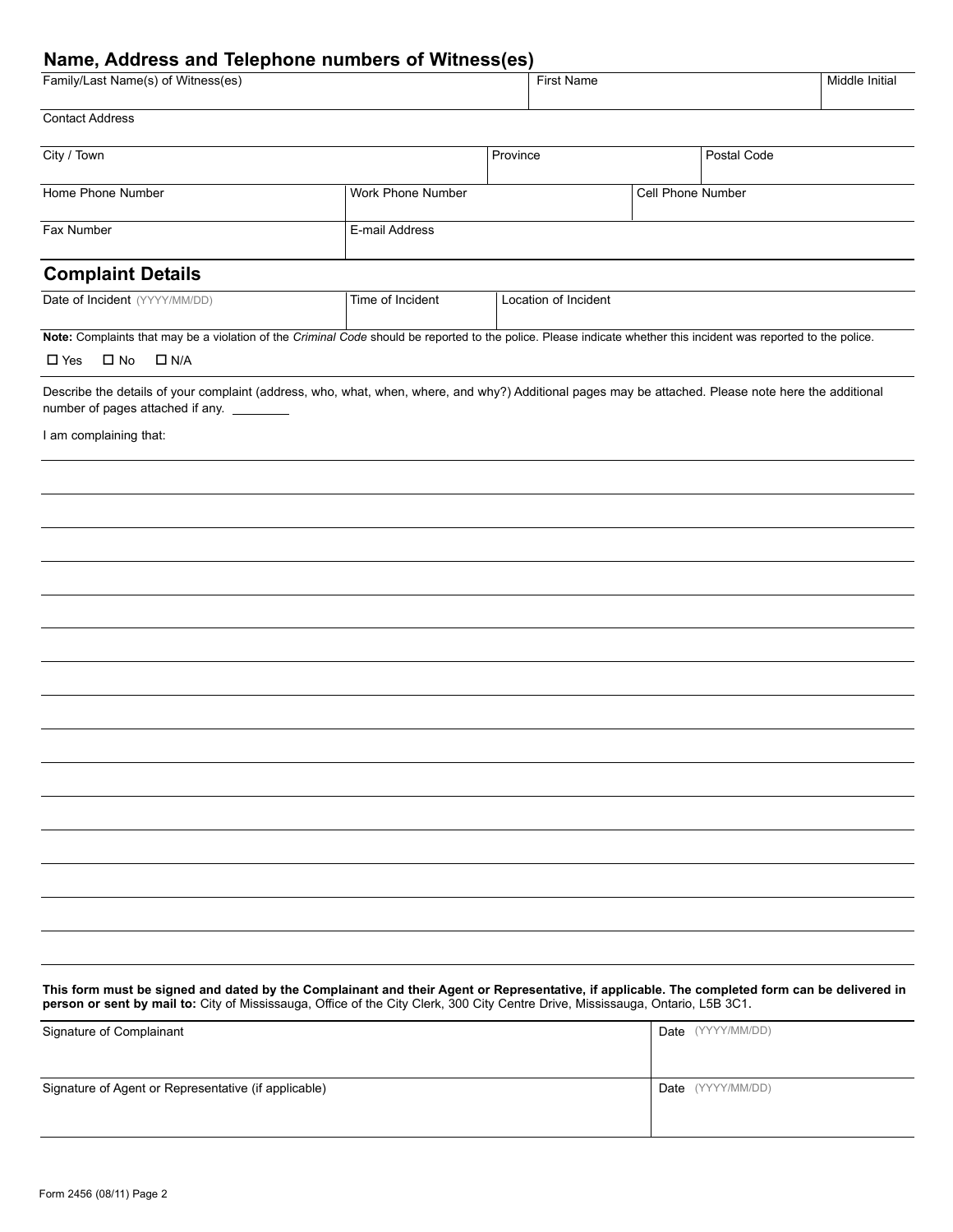## Name, Address and Telephone numbers of Witness(es)

| Family/Last Name(s) of Witness(es) | First Name | Middle Initial |
|---|---|---|
| | | |

| Contact Address |
|---|
| |

| City / Town | Province | Postal Code |
|---|---|---|
| | | |

| Home Phone Number | Work Phone Number | Cell Phone Number |
|---|---|---|
| | | |

| Fax Number | E-mail Address |
|---|---|
| | |

## Complaint Details

| Date of Incident (YYYY/MM/DD) | Time of Incident | Location of Incident |
|---|---|---|
| | | |

**Note:** Complaints that may be a violation of the *Criminal Code* should be reported to the police. Please indicate whether this incident was reported to the police.

☐ Yes ☐ No ☐ N/A

Describe the details of your complaint (address, who, what, when, where, and why?) Additional pages may be attached. Please note here the additional number of pages attached if any. ________

I am complaining that:

**This form must be signed and dated by the Complainant and their Agent or Representative, if applicable. The completed form can be delivered in person or sent by mail to:** City of Mississauga, Office of the City Clerk, 300 City Centre Drive, Mississauga, Ontario, L5B 3C1.

| Signature of Complainant | Date (YYYY/MM/DD) |
|---|---|
| | |
| Signature of Agent or Representative (if applicable) | Date (YYYY/MM/DD) |
| | |

Form 2456 (08/11) Page 2